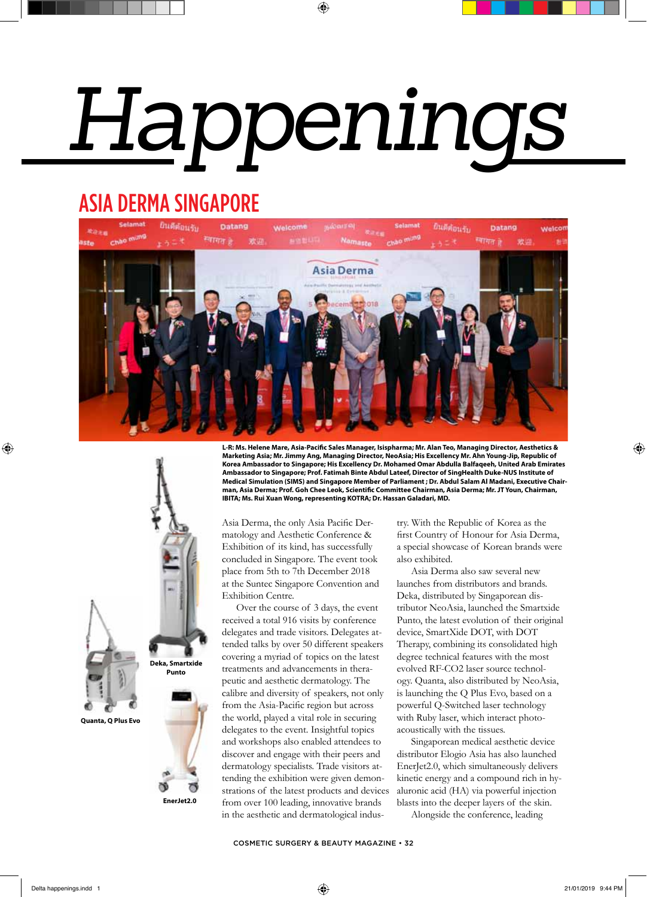# Happenings

## ASIA DERMA SINGAPORE

L-R: Ms. Helene Mare, Asia-Pacific Sales Manager, Isispharma; Mr. Alan Teo, Managing Director, Aesthetics & Marketing Asia; Mr. Jimmy Ang, Managing Director, NeoAsia; His Excellency Mr. Ahn Young-Jip, Republic of Korea Ambassador to Singapore; His Excellency Dr. Mohamed Omar Abdulla Balfaqeeh, United Arab Emirates Ambassador to Singapore; Prof. Fatimah Binte Abdul Lateef, Director of SingHealth Duke-NUS Institute of Medical Simulation (SIMS) and Singapore Member of Parliament ; Dr. Abdul Salam Al Madani, Executive Chairman, Asia Derma; Prof. Goh Chee Leok, Scientific Committee Chairman, Asia Derma; Mr. JT Youn, Chairman, IBITA; Ms. Rui Xuan Wong, representing KOTRA; Dr. Hassan Galadari, MD.

Deka, Smartxide Punto

Quanta, Q Plus Evo

EnerJet2.0

Asia Derma, the only Asia Pacific Dermatology and Aesthetic Conference & Exhibition of its kind, has successfully concluded in Singapore. The event took place from 5th to 7th December 2018 at the Suntec Singapore Convention and Exhibition Centre.

Over the course of 3 days, the event received a total 916 visits by conference delegates and trade visitors. Delegates attended talks by over 50 different speakers covering a myriad of topics on the latest treatments and advancements in therapeutic and aesthetic dermatology. The calibre and diversity of speakers, not only from the Asia-Pacific region but across the world, played a vital role in securing delegates to the event. Insightful topics and workshops also enabled attendees to discover and engage with their peers and dermatology specialists. Trade visitors attending the exhibition were given demonstrations of the latest products and devices from over 100 leading, innovative brands in the aesthetic and dermatological industry. With the Republic of Korea as the first Country of Honour for Asia Derma, a special showcase of Korean brands were also exhibited.

Asia Derma also saw several new launches from distributors and brands. Deka, distributed by Singaporean distributor NeoAsia, launched the Smartxide Punto, the latest evolution of their original device, SmartXide DOT, with DOT Therapy, combining its consolidated high degree technical features with the most evolved RF-CO2 laser source technology. Quanta, also distributed by NeoAsia, is launching the Q Plus Evo, based on a powerful Q-Switched laser technology with Ruby laser, which interact photoacoustically with the tissues.

Singaporean medical aesthetic device distributor Elogio Asia has also launched EnerJet2.0, which simultaneously delivers kinetic energy and a compound rich in hyaluronic acid (HA) via powerful injection blasts into the deeper layers of the skin.

Alongside the conference, leading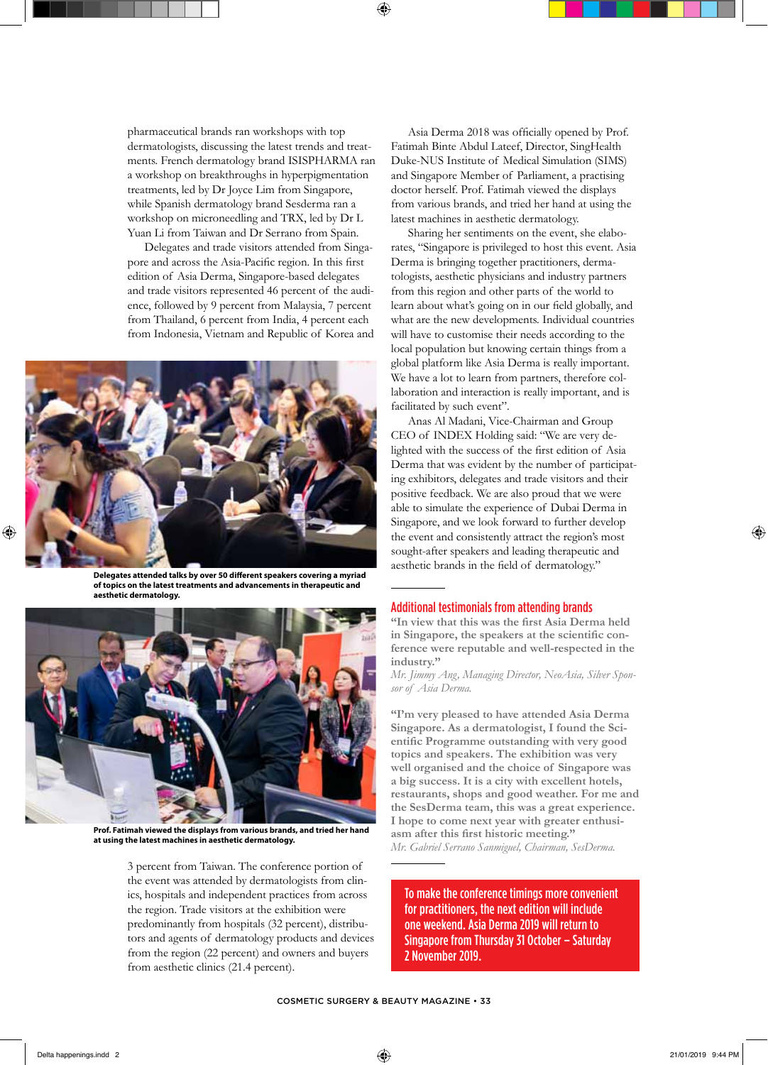pharmaceutical brands ran workshops with top dermatologists, discussing the latest trends and treatments. French dermatology brand ISISPHARMA ran a workshop on breakthroughs in hyperpigmentation treatments, led by Dr Joyce Lim from Singapore, while Spanish dermatology brand Sesderma ran a workshop on microneedling and TRX, led by Dr L Yuan Li from Taiwan and Dr Serrano from Spain.

Delegates and trade visitors attended from Singapore and across the Asia-Pacific region. In this first edition of Asia Derma, Singapore-based delegates and trade visitors represented 46 percent of the audience, followed by 9 percent from Malaysia, 7 percent from Thailand, 6 percent from India, 4 percent each from Indonesia, Vietnam and Republic of Korea and 3 percent from Taiwan. The conference portion of the event was attended by dermatologists from clinics, hospitals and independent practices from across the region. Trade visitors at the exhibition were predominantly from hospitals (32 percent), distributors and agents of dermatology products and devices from the region (22 percent) and owners and buyers from aesthetic clinics (21.4 percent).

**Delegates attended talks by over 50 different speakers covering a myriad of topics on the latest treatments and advancements in therapeutic and aesthetic dermatology.**

**Prof. Fatimah viewed the displays from various brands, and tried her hand at using the latest machines in aesthetic dermatology.**

Asia Derma 2018 was officially opened by Prof. Fatimah Binte Abdul Lateef, Director, SingHealth Duke-NUS Institute of Medical Simulation (SIMS) and Singapore Member of Parliament, a practising doctor herself. Prof. Fatimah viewed the displays from various brands, and tried her hand at using the latest machines in aesthetic dermatology.

Sharing her sentiments on the event, she elaborates, "Singapore is privileged to host this event. Asia Derma is bringing together practitioners, dermatologists, aesthetic physicians and industry partners from this region and other parts of the world to learn about what's going on in our field globally, and what are the new developments. Individual countries will have to customise their needs according to the local population but knowing certain things from a global platform like Asia Derma is really important. We have a lot to learn from partners, therefore collaboration and interaction is really important, and is facilitated by such event".

Anas Al Madani, Vice-Chairman and Group CEO of INDEX Holding said: "We are very delighted with the success of the first edition of Asia Derma that was evident by the number of participating exhibitors, delegates and trade visitors and their positive feedback. We are also proud that we were able to simulate the experience of Dubai Derma in Singapore, and we look forward to further develop the event and consistently attract the region's most sought-after speakers and leading therapeutic and aesthetic brands in the field of dermatology."

## Additional testimonials from attending brands

**"In view that this was the first Asia Derma held in Singapore, the speakers at the scientific conference were reputable and well-respected in the industry."**

*Mr. Jimmy Ang, Managing Director, NeoAsia, Silver Sponsor of Asia Derma.*

**"I'm very pleased to have attended Asia Derma Singapore. As a dermatologist, I found the Scientific Programme outstanding with very good topics and speakers. The exhibition was very well organised and the choice of Singapore was a big success. It is a city with excellent hotels, restaurants, shops and good weather. For me and the SesDerma team, this was a great experience. I hope to come next year with greater enthusiasm after this first historic meeting."**

*Mr. Gabriel Serrano Sanmiguel, Chairman, SesDerma.*

**To make the conference timings more convenient for practitioners, the next edition will include one weekend. Asia Derma 2019 will return to Singapore from Thursday 31 October – Saturday 2 November 2019.**